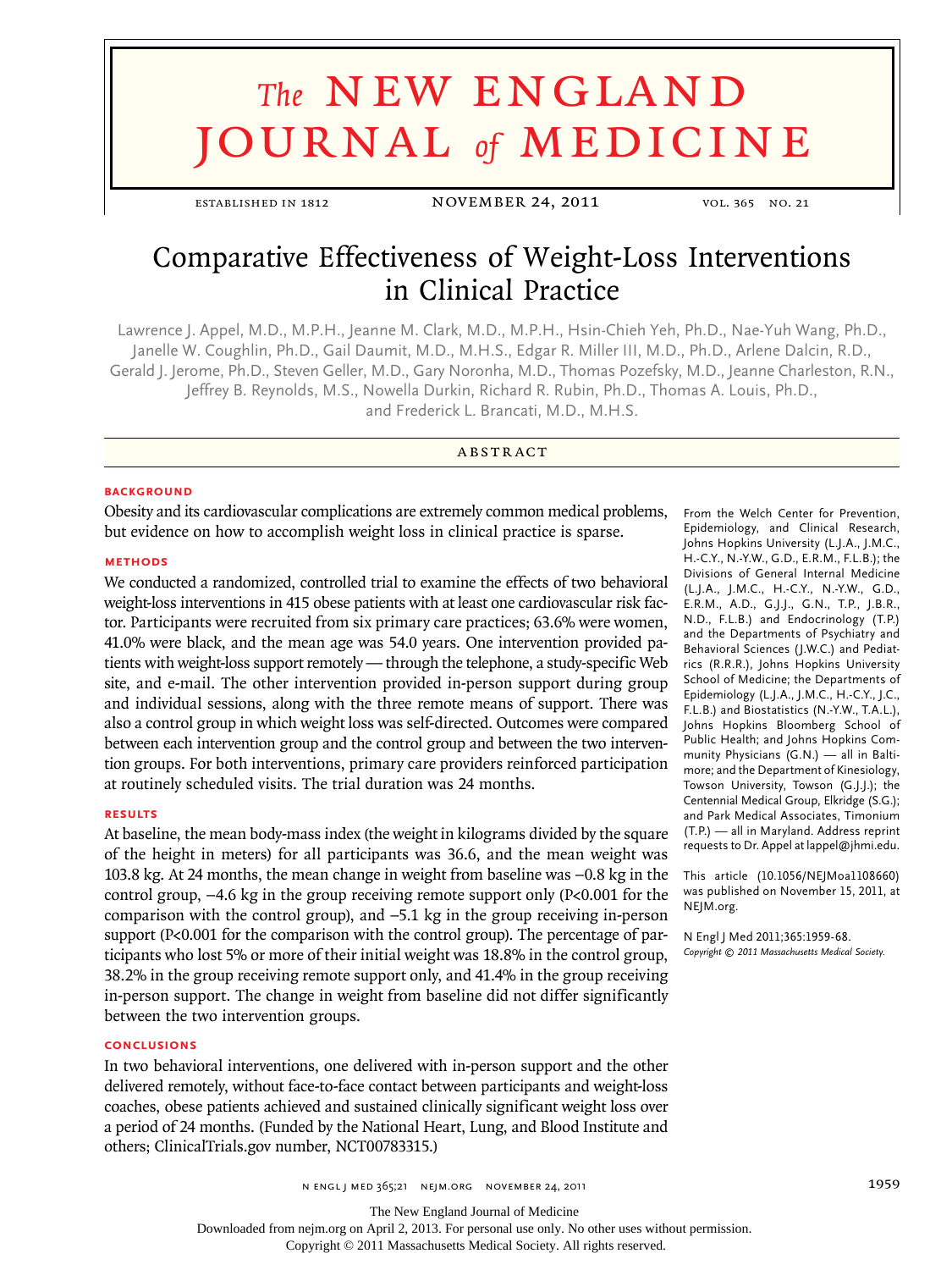# Comparative Effectiveness of Weight-Loss Interventions in Clinical Practice

Lawrence J. Appel, M.D., M.P.H., Jeanne M. Clark, M.D., M.P.H., Hsin-Chieh Yeh, Ph.D., Nae-Yuh Wang, Ph.D., Janelle W. Coughlin, Ph.D., Gail Daumit, M.D., M.H.S., Edgar R. Miller III, M.D., Ph.D., Arlene Dalcin, R.D., Gerald J. Jerome, Ph.D., Steven Geller, M.D., Gary Noronha, M.D., Thomas Pozefsky, M.D., Jeanne Charleston, R.N., Jeffrey B. Reynolds, M.S., Nowella Durkin, Richard R. Rubin, Ph.D., Thomas A. Louis, Ph.D., and Frederick L. Brancati, M.D., M.H.S.

## ABSTRACT

### BACKGROUND

Obesity and its cardiovascular complications are extremely common medical problems, but evidence on how to accomplish weight loss in clinical practice is sparse.

### METHODS

We conducted a randomized, controlled trial to examine the effects of two behavioral weight-loss interventions in 415 obese patients with at least one cardiovascular risk factor. Participants were recruited from six primary care practices; 63.6% were women, 41.0% were black, and the mean age was 54.0 years. One intervention provided patients with weight-loss support remotely — through the telephone, a study-specific Web site, and e-mail. The other intervention provided in-person support during group and individual sessions, along with the three remote means of support. There was also a control group in which weight loss was self-directed. Outcomes were compared between each intervention group and the control group and between the two intervention groups. For both interventions, primary care providers reinforced participation at routinely scheduled visits. The trial duration was 24 months.

### RESULTS

At baseline, the mean body-mass index (the weight in kilograms divided by the square of the height in meters) for all participants was 36.6, and the mean weight was 103.8 kg. At 24 months, the mean change in weight from baseline was −0.8 kg in the control group, −4.6 kg in the group receiving remote support only (P<0.001 for the comparison with the control group), and −5.1 kg in the group receiving in-person support (P<0.001 for the comparison with the control group). The percentage of participants who lost 5% or more of their initial weight was 18.8% in the control group, 38.2% in the group receiving remote support only, and 41.4% in the group receiving in-person support. The change in weight from baseline did not differ significantly between the two intervention groups.

### CONCLUSIONS

In two behavioral interventions, one delivered with in-person support and the other delivered remotely, without face-to-face contact between participants and weight-loss coaches, obese patients achieved and sustained clinically significant weight loss over a period of 24 months. (Funded by the National Heart, Lung, and Blood Institute and others; ClinicalTrials.gov number, NCT00783315.)

From the Welch Center for Prevention, Epidemiology, and Clinical Research, Johns Hopkins University (L.J.A., J.M.C., H.-C.Y., N.-Y.W., G.D., E.R.M., F.L.B.); the Divisions of General Internal Medicine (L.J.A., J.M.C., H.-C.Y., N.-Y.W., G.D., E.R.M., A.D., G.J.J., G.N., T.P., J.B.R., N.D., F.L.B.) and Endocrinology (T.P.) and the Departments of Psychiatry and Behavioral Sciences (J.W.C.) and Pediatrics (R.R.R.), Johns Hopkins University School of Medicine; the Departments of Epidemiology (L.J.A., J.M.C., H.-C.Y., J.C., F.L.B.) and Biostatistics (N.-Y.W., T.A.L.), Johns Hopkins Bloomberg School of Public Health; and Johns Hopkins Community Physicians (G.N.) — all in Baltimore; and the Department of Kinesiology, Towson University, Towson (G.J.J.); the Centennial Medical Group, Elkridge (S.G.); and Park Medical Associates, Timonium (T.P.) — all in Maryland. Address reprint requests to Dr. Appel at lappel@jhmi.edu.

This article (10.1056/NEJMoa1108660) was published on November 15, 2011, at NEJM.org.

N Engl J Med 2011;365:1959-68.
*Copyright © 2011 Massachusetts Medical Society.*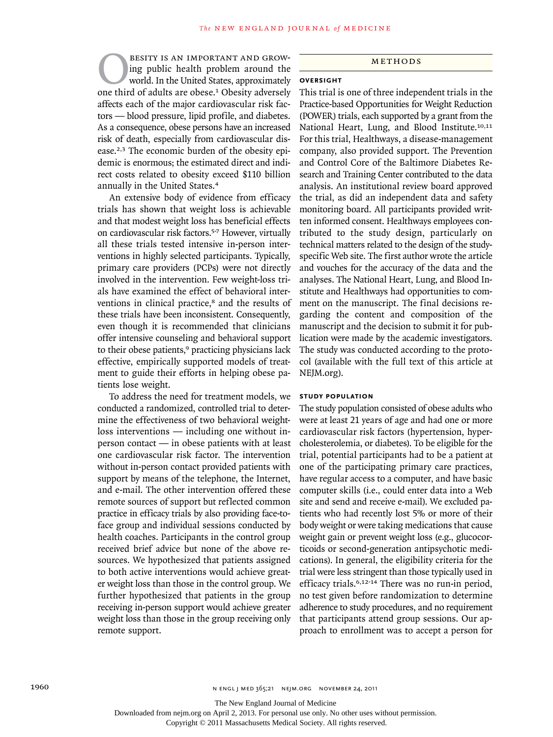Obesity is an important and growing public health problem around the world. In the United States, approximately one third of adults are obese.[1] Obesity adversely affects each of the major cardiovascular risk factors — blood pressure, lipid profile, and diabetes. As a consequence, obese persons have an increased risk of death, especially from cardiovascular disease.[2,3] The economic burden of the obesity epidemic is enormous; the estimated direct and indirect costs related to obesity exceed $110 billion annually in the United States.[4]

An extensive body of evidence from efficacy trials has shown that weight loss is achievable and that modest weight loss has beneficial effects on cardiovascular risk factors.[5-7] However, virtually all these trials tested intensive in-person interventions in highly selected participants. Typically, primary care providers (PCPs) were not directly involved in the intervention. Few weight-loss trials have examined the effect of behavioral interventions in clinical practice,[8] and the results of these trials have been inconsistent. Consequently, even though it is recommended that clinicians offer intensive counseling and behavioral support to their obese patients,[9] practicing physicians lack effective, empirically supported models of treatment to guide their efforts in helping obese patients lose weight.

To address the need for treatment models, we conducted a randomized, controlled trial to determine the effectiveness of two behavioral weight-loss interventions — including one without in-person contact — in obese patients with at least one cardiovascular risk factor. The intervention without in-person contact provided patients with support by means of the telephone, the Internet, and e-mail. The other intervention offered these remote sources of support but reflected common practice in efficacy trials by also providing face-to-face group and individual sessions conducted by health coaches. Participants in the control group received brief advice but none of the above resources. We hypothesized that patients assigned to both active interventions would achieve greater weight loss than those in the control group. We further hypothesized that patients in the group receiving in-person support would achieve greater weight loss than those in the group receiving only remote support.

## METHODS

### OVERSIGHT

This trial is one of three independent trials in the Practice-based Opportunities for Weight Reduction (POWER) trials, each supported by a grant from the National Heart, Lung, and Blood Institute.[10,11] For this trial, Healthways, a disease-management company, also provided support. The Prevention and Control Core of the Baltimore Diabetes Research and Training Center contributed to the data analysis. An institutional review board approved the trial, as did an independent data and safety monitoring board. All participants provided written informed consent. Healthways employees contributed to the study design, particularly on technical matters related to the design of the study-specific Web site. The first author wrote the article and vouches for the accuracy of the data and the analyses. The National Heart, Lung, and Blood Institute and Healthways had opportunities to comment on the manuscript. The final decisions regarding the content and composition of the manuscript and the decision to submit it for publication were made by the academic investigators. The study was conducted according to the protocol (available with the full text of this article at NEJM.org).

### STUDY POPULATION

The study population consisted of obese adults who were at least 21 years of age and had one or more cardiovascular risk factors (hypertension, hypercholesterolemia, or diabetes). To be eligible for the trial, potential participants had to be a patient at one of the participating primary care practices, have regular access to a computer, and have basic computer skills (i.e., could enter data into a Web site and send and receive e-mail). We excluded patients who had recently lost 5% or more of their body weight or were taking medications that cause weight gain or prevent weight loss (e.g., glucocorticoids or second-generation antipsychotic medications). In general, the eligibility criteria for the trial were less stringent than those typically used in efficacy trials.[6,12-14] There was no run-in period, no test given before randomization to determine adherence to study procedures, and no requirement that participants attend group sessions. Our approach to enrollment was to accept a person for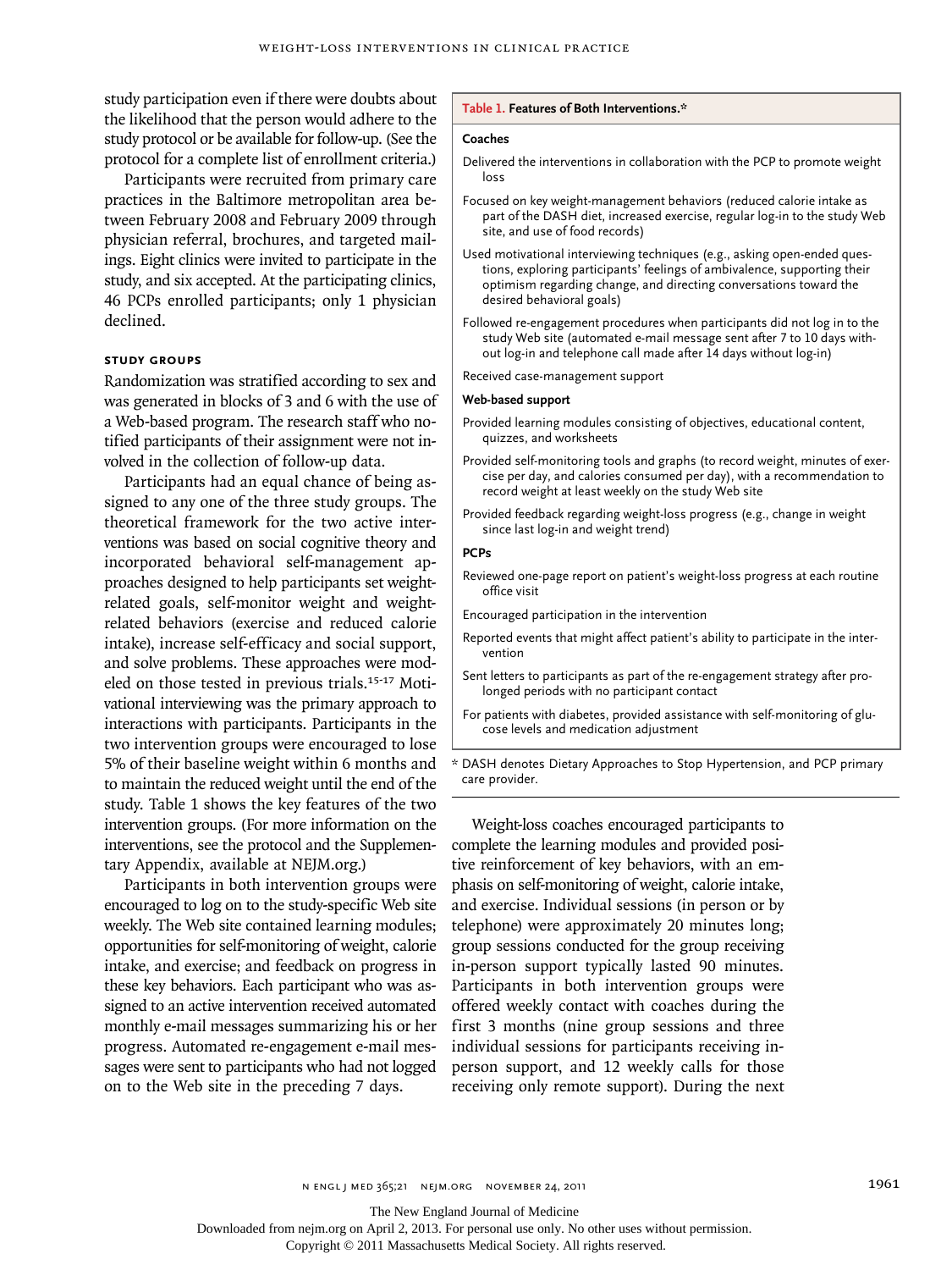study participation even if there were doubts about the likelihood that the person would adhere to the study protocol or be available for follow-up. (See the protocol for a complete list of enrollment criteria.)

Participants were recruited from primary care practices in the Baltimore metropolitan area between February 2008 and February 2009 through physician referral, brochures, and targeted mailings. Eight clinics were invited to participate in the study, and six accepted. At the participating clinics, 46 PCPs enrolled participants; only 1 physician declined.

### Study Groups

Randomization was stratified according to sex and was generated in blocks of 3 and 6 with the use of a Web-based program. The research staff who notified participants of their assignment were not involved in the collection of follow-up data.

Participants had an equal chance of being assigned to any one of the three study groups. The theoretical framework for the two active interventions was based on social cognitive theory and incorporated behavioral self-management approaches designed to help participants set weight-related goals, self-monitor weight and weight-related behaviors (exercise and reduced calorie intake), increase self-efficacy and social support, and solve problems. These approaches were modeled on those tested in previous trials.[15-17] Motivational interviewing was the primary approach to interactions with participants. Participants in the two intervention groups were encouraged to lose 5% of their baseline weight within 6 months and to maintain the reduced weight until the end of the study. Table 1 shows the key features of the two intervention groups. (For more information on the interventions, see the protocol and the Supplementary Appendix, available at NEJM.org.)

Participants in both intervention groups were encouraged to log on to the study-specific Web site weekly. The Web site contained learning modules; opportunities for self-monitoring of weight, calorie intake, and exercise; and feedback on progress in these key behaviors. Each participant who was assigned to an active intervention received automated monthly e-mail messages summarizing his or her progress. Automated re-engagement e-mail messages were sent to participants who had not logged on to the Web site in the preceding 7 days.

**Table 1. Features of Both Interventions.***

| |
|---|
| **Coaches** |
| Delivered the interventions in collaboration with the PCP to promote weight loss |
| Focused on key weight-management behaviors (reduced calorie intake as part of the DASH diet, increased exercise, regular log-in to the study Web site, and use of food records) |
| Used motivational interviewing techniques (e.g., asking open-ended questions, exploring participants' feelings of ambivalence, supporting their optimism regarding change, and directing conversations toward the desired behavioral goals) |
| Followed re-engagement procedures when participants did not log in to the study Web site (automated e-mail message sent after 7 to 10 days without log-in and telephone call made after 14 days without log-in) |
| Received case-management support |
| **Web-based support** |
| Provided learning modules consisting of objectives, educational content, quizzes, and worksheets |
| Provided self-monitoring tools and graphs (to record weight, minutes of exercise per day, and calories consumed per day), with a recommendation to record weight at least weekly on the study Web site |
| Provided feedback regarding weight-loss progress (e.g., change in weight since last log-in and weight trend) |
| **PCPs** |
| Reviewed one-page report on patient's weight-loss progress at each routine office visit |
| Encouraged participation in the intervention |
| Reported events that might affect patient's ability to participate in the intervention |
| Sent letters to participants as part of the re-engagement strategy after prolonged periods with no participant contact |
| For patients with diabetes, provided assistance with self-monitoring of glucose levels and medication adjustment |

* DASH denotes Dietary Approaches to Stop Hypertension, and PCP primary care provider.

Weight-loss coaches encouraged participants to complete the learning modules and provided positive reinforcement of key behaviors, with an emphasis on self-monitoring of weight, calorie intake, and exercise. Individual sessions (in person or by telephone) were approximately 20 minutes long; group sessions conducted for the group receiving in-person support typically lasted 90 minutes. Participants in both intervention groups were offered weekly contact with coaches during the first 3 months (nine group sessions and three individual sessions for participants receiving in-person support, and 12 weekly calls for those receiving only remote support). During the next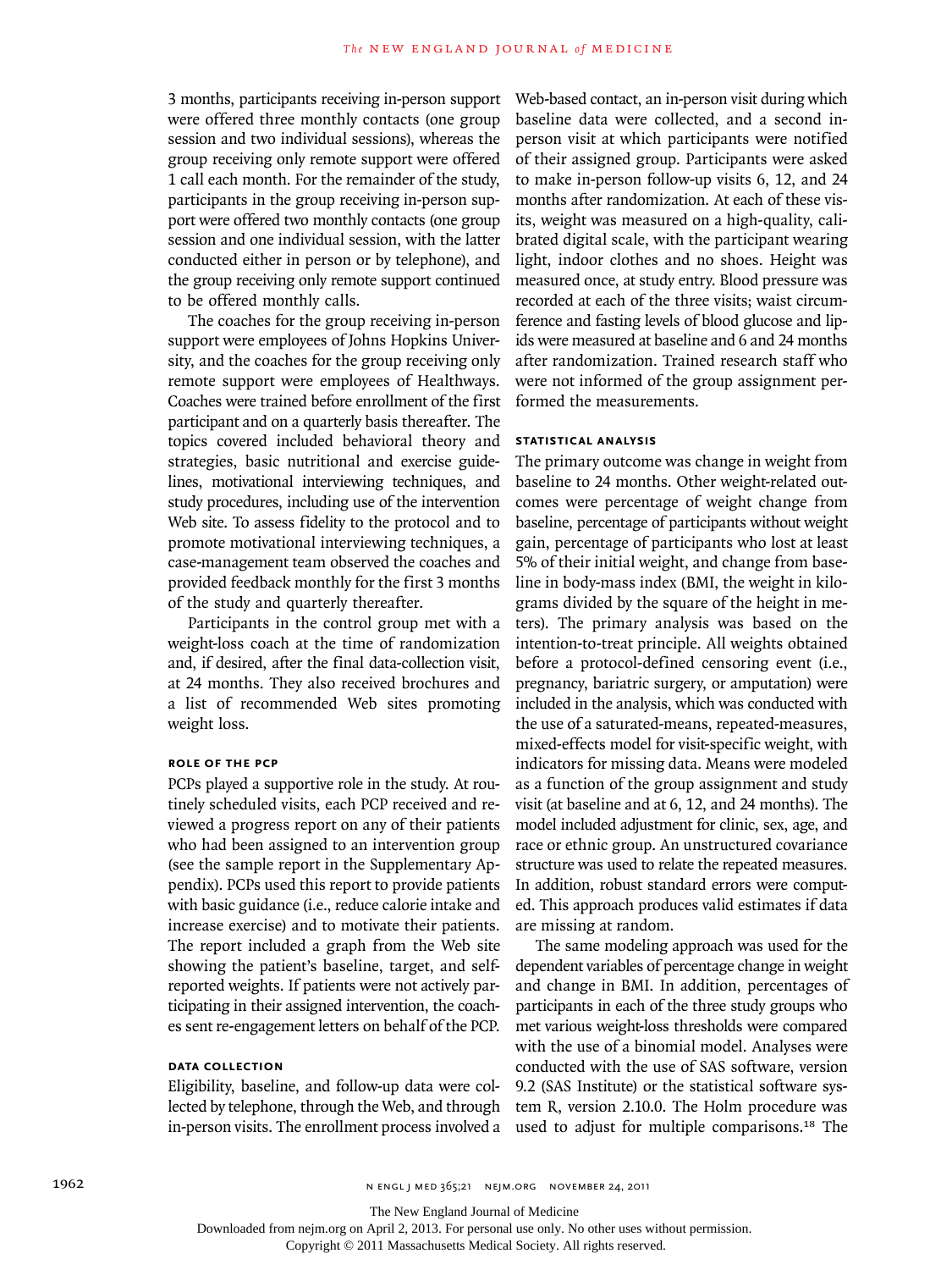3 months, participants receiving in-person support were offered three monthly contacts (one group session and two individual sessions), whereas the group receiving only remote support were offered 1 call each month. For the remainder of the study, participants in the group receiving in-person support were offered two monthly contacts (one group session and one individual session, with the latter conducted either in person or by telephone), and the group receiving only remote support continued to be offered monthly calls.

The coaches for the group receiving in-person support were employees of Johns Hopkins University, and the coaches for the group receiving only remote support were employees of Healthways. Coaches were trained before enrollment of the first participant and on a quarterly basis thereafter. The topics covered included behavioral theory and strategies, basic nutritional and exercise guidelines, motivational interviewing techniques, and study procedures, including use of the intervention Web site. To assess fidelity to the protocol and to promote motivational interviewing techniques, a case-management team observed the coaches and provided feedback monthly for the first 3 months of the study and quarterly thereafter.

Participants in the control group met with a weight-loss coach at the time of randomization and, if desired, after the final data-collection visit, at 24 months. They also received brochures and a list of recommended Web sites promoting weight loss.

### ROLE OF THE PCP

PCPs played a supportive role in the study. At routinely scheduled visits, each PCP received and reviewed a progress report on any of their patients who had been assigned to an intervention group (see the sample report in the Supplementary Appendix). PCPs used this report to provide patients with basic guidance (i.e., reduce calorie intake and increase exercise) and to motivate their patients. The report included a graph from the Web site showing the patient's baseline, target, and self-reported weights. If patients were not actively participating in their assigned intervention, the coaches sent re-engagement letters on behalf of the PCP.

### DATA COLLECTION

Eligibility, baseline, and follow-up data were collected by telephone, through the Web, and through in-person visits. The enrollment process involved a Web-based contact, an in-person visit during which baseline data were collected, and a second in-person visit at which participants were notified of their assigned group. Participants were asked to make in-person follow-up visits 6, 12, and 24 months after randomization. At each of these visits, weight was measured on a high-quality, calibrated digital scale, with the participant wearing light, indoor clothes and no shoes. Height was measured once, at study entry. Blood pressure was recorded at each of the three visits; waist circumference and fasting levels of blood glucose and lipids were measured at baseline and 6 and 24 months after randomization. Trained research staff who were not informed of the group assignment performed the measurements.

### STATISTICAL ANALYSIS

The primary outcome was change in weight from baseline to 24 months. Other weight-related outcomes were percentage of weight change from baseline, percentage of participants without weight gain, percentage of participants who lost at least 5% of their initial weight, and change from baseline in body-mass index (BMI, the weight in kilograms divided by the square of the height in meters). The primary analysis was based on the intention-to-treat principle. All weights obtained before a protocol-defined censoring event (i.e., pregnancy, bariatric surgery, or amputation) were included in the analysis, which was conducted with the use of a saturated-means, repeated-measures, mixed-effects model for visit-specific weight, with indicators for missing data. Means were modeled as a function of the group assignment and study visit (at baseline and at 6, 12, and 24 months). The model included adjustment for clinic, sex, age, and race or ethnic group. An unstructured covariance structure was used to relate the repeated measures. In addition, robust standard errors were computed. This approach produces valid estimates if data are missing at random.

The same modeling approach was used for the dependent variables of percentage change in weight and change in BMI. In addition, percentages of participants in each of the three study groups who met various weight-loss thresholds were compared with the use of a binomial model. Analyses were conducted with the use of SAS software, version 9.2 (SAS Institute) or the statistical software system R, version 2.10.0. The Holm procedure was used to adjust for multiple comparisons.[18] The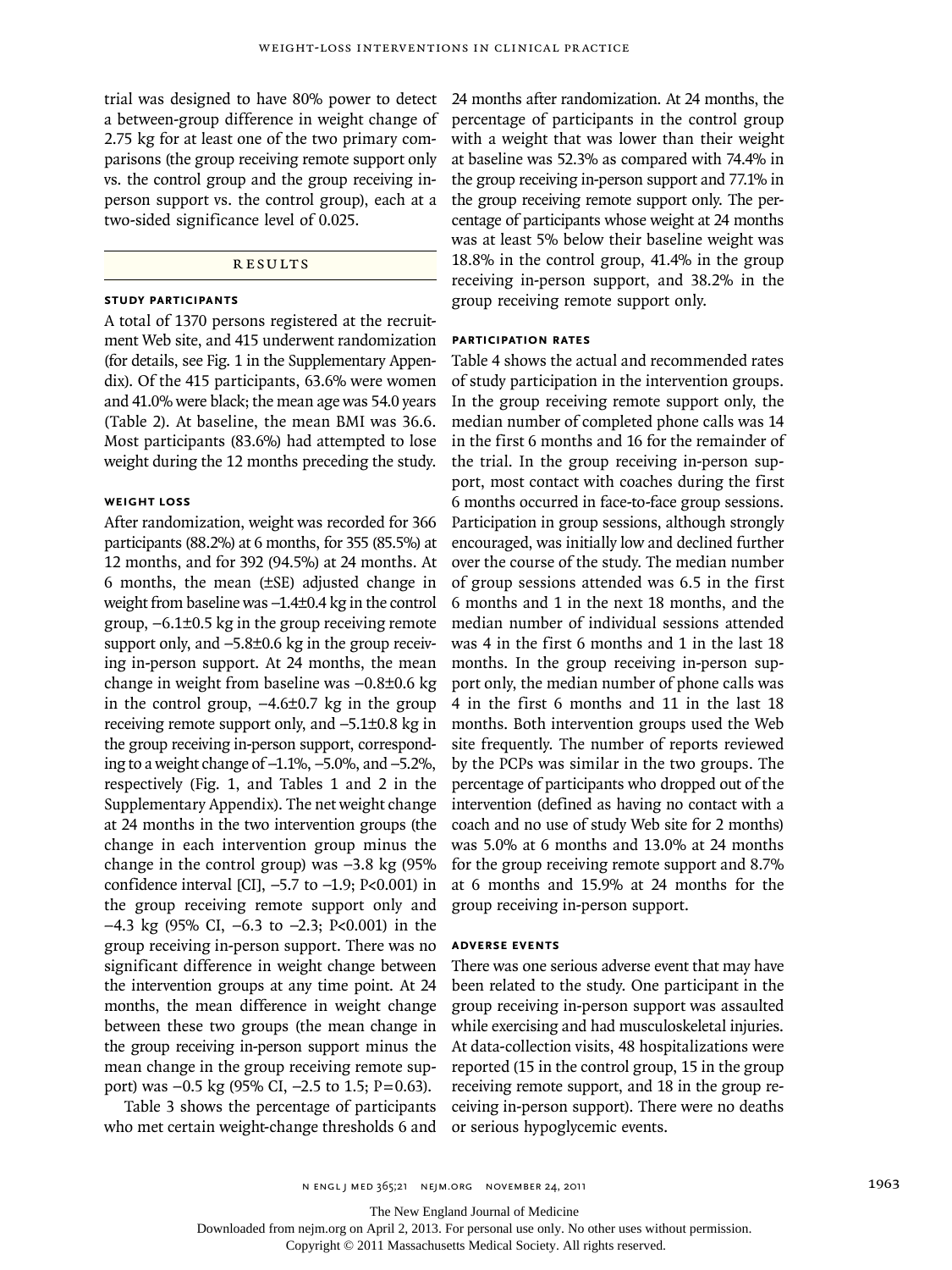trial was designed to have 80% power to detect a between-group difference in weight change of 2.75 kg for at least one of the two primary comparisons (the group receiving remote support only vs. the control group and the group receiving in-person support vs. the control group), each at a two-sided significance level of 0.025.

## RESULTS

### STUDY PARTICIPANTS

A total of 1370 persons registered at the recruitment Web site, and 415 underwent randomization (for details, see Fig. 1 in the Supplementary Appendix). Of the 415 participants, 63.6% were women and 41.0% were black; the mean age was 54.0 years (Table 2). At baseline, the mean BMI was 36.6. Most participants (83.6%) had attempted to lose weight during the 12 months preceding the study.

### WEIGHT LOSS

After randomization, weight was recorded for 366 participants (88.2%) at 6 months, for 355 (85.5%) at 12 months, and for 392 (94.5%) at 24 months. At 6 months, the mean (±SE) adjusted change in weight from baseline was −1.4±0.4 kg in the control group, −6.1±0.5 kg in the group receiving remote support only, and −5.8±0.6 kg in the group receiving in-person support. At 24 months, the mean change in weight from baseline was −0.8±0.6 kg in the control group, −4.6±0.7 kg in the group receiving remote support only, and −5.1±0.8 kg in the group receiving in-person support, corresponding to a weight change of −1.1%, −5.0%, and −5.2%, respectively (Fig. 1, and Tables 1 and 2 in the Supplementary Appendix). The net weight change at 24 months in the two intervention groups (the change in each intervention group minus the change in the control group) was −3.8 kg (95% confidence interval [CI], −5.7 to −1.9; P<0.001) in the group receiving remote support only and −4.3 kg (95% CI, −6.3 to −2.3; P<0.001) in the group receiving in-person support. There was no significant difference in weight change between the intervention groups at any time point. At 24 months, the mean difference in weight change between these two groups (the mean change in the group receiving in-person support minus the mean change in the group receiving remote support) was −0.5 kg (95% CI, −2.5 to 1.5; P=0.63).

Table 3 shows the percentage of participants who met certain weight-change thresholds 6 and 24 months after randomization. At 24 months, the percentage of participants in the control group with a weight that was lower than their weight at baseline was 52.3% as compared with 74.4% in the group receiving in-person support and 77.1% in the group receiving remote support only. The percentage of participants whose weight at 24 months was at least 5% below their baseline weight was 18.8% in the control group, 41.4% in the group receiving in-person support, and 38.2% in the group receiving remote support only.

### PARTICIPATION RATES

Table 4 shows the actual and recommended rates of study participation in the intervention groups. In the group receiving remote support only, the median number of completed phone calls was 14 in the first 6 months and 16 for the remainder of the trial. In the group receiving in-person support, most contact with coaches during the first 6 months occurred in face-to-face group sessions. Participation in group sessions, although strongly encouraged, was initially low and declined further over the course of the study. The median number of group sessions attended was 6.5 in the first 6 months and 1 in the next 18 months, and the median number of individual sessions attended was 4 in the first 6 months and 1 in the last 18 months. In the group receiving in-person support only, the median number of phone calls was 4 in the first 6 months and 11 in the last 18 months. Both intervention groups used the Web site frequently. The number of reports reviewed by the PCPs was similar in the two groups. The percentage of participants who dropped out of the intervention (defined as having no contact with a coach and no use of study Web site for 2 months) was 5.0% at 6 months and 13.0% at 24 months for the group receiving remote support and 8.7% at 6 months and 15.9% at 24 months for the group receiving in-person support.

### ADVERSE EVENTS

There was one serious adverse event that may have been related to the study. One participant in the group receiving in-person support was assaulted while exercising and had musculoskeletal injuries. At data-collection visits, 48 hospitalizations were reported (15 in the control group, 15 in the group receiving remote support, and 18 in the group receiving in-person support). There were no deaths or serious hypoglycemic events.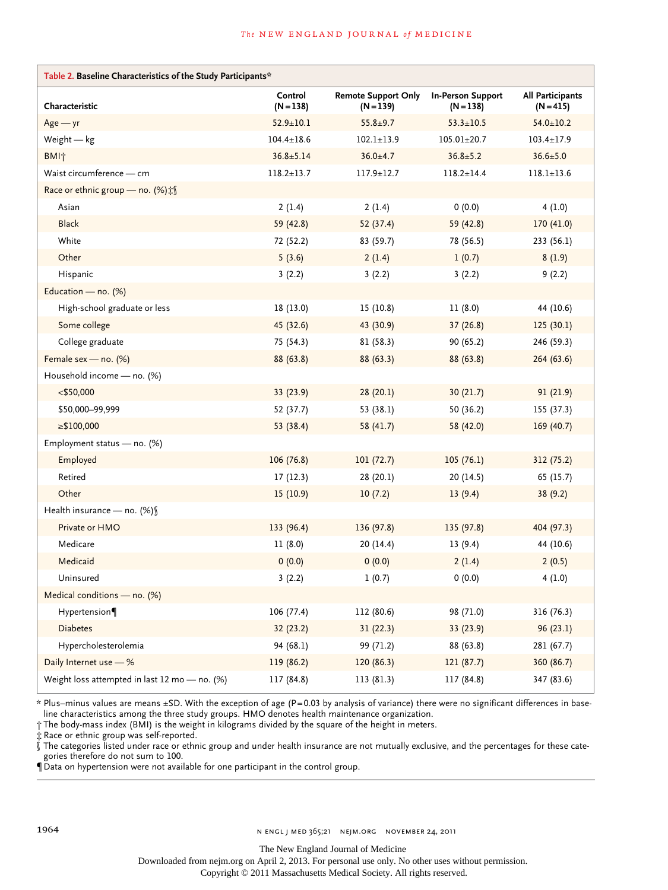**Table 2.** Baseline Characteristics of the Study Participants*

| Characteristic | Control (N=138) | Remote Support Only (N=139) | In-Person Support (N=138) | All Participants (N=415) |
|---|---|---|---|---|
| Age — yr | 52.9±10.1 | 55.8±9.7 | 53.3±10.5 | 54.0±10.2 |
| Weight — kg | 104.4±18.6 | 102.1±13.9 | 105.01±20.7 | 103.4±17.9 |
| BMI† | 36.8±5.14 | 36.0±4.7 | 36.8±5.2 | 36.6±5.0 |
| Waist circumference — cm | 118.2±13.7 | 117.9±12.7 | 118.2±14.4 | 118.1±13.6 |
| Race or ethnic group — no. (%)‡§ | | | | |
| Asian | 2 (1.4) | 2 (1.4) | 0 (0.0) | 4 (1.0) |
| Black | 59 (42.8) | 52 (37.4) | 59 (42.8) | 170 (41.0) |
| White | 72 (52.2) | 83 (59.7) | 78 (56.5) | 233 (56.1) |
| Other | 5 (3.6) | 2 (1.4) | 1 (0.7) | 8 (1.9) |
| Hispanic | 3 (2.2) | 3 (2.2) | 3 (2.2) | 9 (2.2) |
| Education — no. (%) | | | | |
| High-school graduate or less | 18 (13.0) | 15 (10.8) | 11 (8.0) | 44 (10.6) |
| Some college | 45 (32.6) | 43 (30.9) | 37 (26.8) | 125 (30.1) |
| College graduate | 75 (54.3) | 81 (58.3) | 90 (65.2) | 246 (59.3) |
| Female sex — no. (%) | 88 (63.8) | 88 (63.3) | 88 (63.8) | 264 (63.6) |
| Household income — no. (%) | | | | |
| <$50,000 | 33 (23.9) | 28 (20.1) | 30 (21.7) | 91 (21.9) |
| $50,000–99,999 | 52 (37.7) | 53 (38.1) | 50 (36.2) | 155 (37.3) |
| ≥$100,000 | 53 (38.4) | 58 (41.7) | 58 (42.0) | 169 (40.7) |
| Employment status — no. (%) | | | | |
| Employed | 106 (76.8) | 101 (72.7) | 105 (76.1) | 312 (75.2) |
| Retired | 17 (12.3) | 28 (20.1) | 20 (14.5) | 65 (15.7) |
| Other | 15 (10.9) | 10 (7.2) | 13 (9.4) | 38 (9.2) |
| Health insurance — no. (%)§ | | | | |
| Private or HMO | 133 (96.4) | 136 (97.8) | 135 (97.8) | 404 (97.3) |
| Medicare | 11 (8.0) | 20 (14.4) | 13 (9.4) | 44 (10.6) |
| Medicaid | 0 (0.0) | 0 (0.0) | 2 (1.4) | 2 (0.5) |
| Uninsured | 3 (2.2) | 1 (0.7) | 0 (0.0) | 4 (1.0) |
| Medical conditions — no. (%) | | | | |
| Hypertension¶ | 106 (77.4) | 112 (80.6) | 98 (71.0) | 316 (76.3) |
| Diabetes | 32 (23.2) | 31 (22.3) | 33 (23.9) | 96 (23.1) |
| Hypercholesterolemia | 94 (68.1) | 99 (71.2) | 88 (63.8) | 281 (67.7) |
| Daily Internet use — % | 119 (86.2) | 120 (86.3) | 121 (87.7) | 360 (86.7) |
| Weight loss attempted in last 12 mo — no. (%) | 117 (84.8) | 113 (81.3) | 117 (84.8) | 347 (83.6) |

\* Plus–minus values are means ±SD. With the exception of age (P=0.03 by analysis of variance) there were no significant differences in baseline characteristics among the three study groups. HMO denotes health maintenance organization.

† The body-mass index (BMI) is the weight in kilograms divided by the square of the height in meters.

‡ Race or ethnic group was self-reported.

§ The categories listed under race or ethnic group and under health insurance are not mutually exclusive, and the percentages for these categories therefore do not sum to 100.

¶ Data on hypertension were not available for one participant in the control group.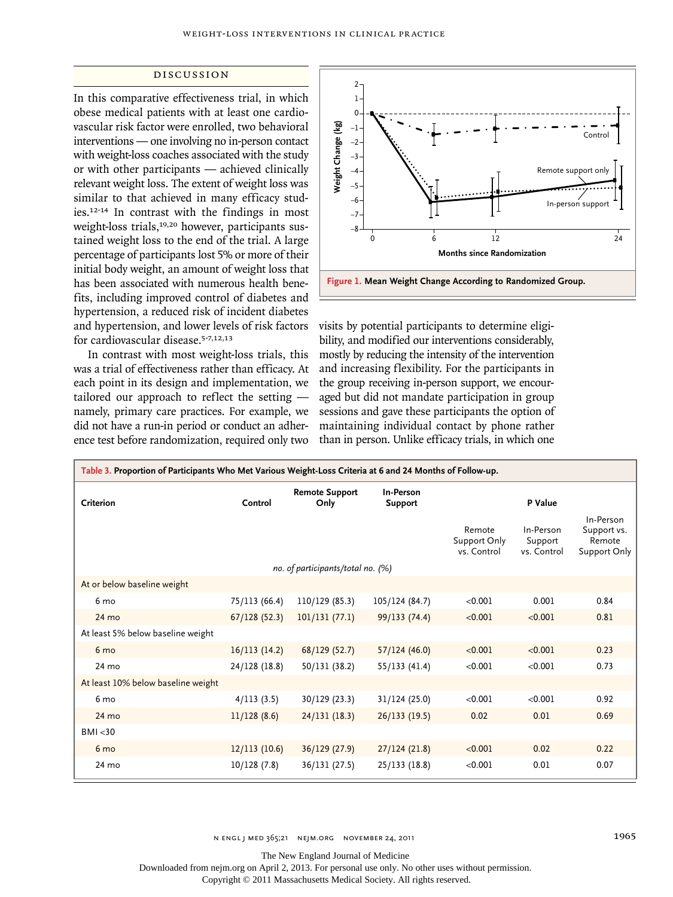## DISCUSSION

In this comparative effectiveness trial, in which obese medical patients with at least one cardiovascular risk factor were enrolled, two behavioral interventions — one involving no in-person contact with weight-loss coaches associated with the study or with other participants — achieved clinically relevant weight loss. The extent of weight loss was similar to that achieved in many efficacy studies.[12-14] In contrast with the findings in most weight-loss trials,[19,20] however, participants sustained weight loss to the end of the trial. A large percentage of participants lost 5% or more of their initial body weight, an amount of weight loss that has been associated with numerous health benefits, including improved control of diabetes and hypertension, a reduced risk of incident diabetes and hypertension, and lower levels of risk factors for cardiovascular disease.[5-7,12,13]

In contrast with most weight-loss trials, this was a trial of effectiveness rather than efficacy. At each point in its design and implementation, we tailored our approach to reflect the setting — namely, primary care practices. For example, we did not have a run-in period or conduct an adherence test before randomization, required only two visits by potential participants to determine eligibility, and modified our interventions considerably, mostly by reducing the intensity of the intervention and increasing flexibility. For the participants in the group receiving in-person support, we encouraged but did not mandate participation in group sessions and gave these participants the option of maintaining individual contact by phone rather than in person. Unlike efficacy trials, in which one

**Figure 1. Mean Weight Change According to Randomized Group.**

**Table 3. Proportion of Participants Who Met Various Weight-Loss Criteria at 6 and 24 Months of Follow-up.**

| Criterion | Control | Remote Support Only | In-Person Support | P Value | | |
|---|---|---|---|---|---|---|
| | | | | Remote Support Only vs. Control | In-Person Support vs. Control | In-Person Support vs. Remote Support Only |
| | *no. of participants/total no. (%)* | | | | | |
| At or below baseline weight | | | | | | |
| 6 mo | 75/113 (66.4) | 110/129 (85.3) | 105/124 (84.7) | <0.001 | 0.001 | 0.84 |
| 24 mo | 67/128 (52.3) | 101/131 (77.1) | 99/133 (74.4) | <0.001 | <0.001 | 0.81 |
| At least 5% below baseline weight | | | | | | |
| 6 mo | 16/113 (14.2) | 68/129 (52.7) | 57/124 (46.0) | <0.001 | <0.001 | 0.23 |
| 24 mo | 24/128 (18.8) | 50/131 (38.2) | 55/133 (41.4) | <0.001 | <0.001 | 0.73 |
| At least 10% below baseline weight | | | | | | |
| 6 mo | 4/113 (3.5) | 30/129 (23.3) | 31/124 (25.0) | <0.001 | <0.001 | 0.92 |
| 24 mo | 11/128 (8.6) | 24/131 (18.3) | 26/133 (19.5) | 0.02 | 0.01 | 0.69 |
| BMI <30 | | | | | | |
| 6 mo | 12/113 (10.6) | 36/129 (27.9) | 27/124 (21.8) | <0.001 | 0.02 | 0.22 |
| 24 mo | 10/128 (7.8) | 36/131 (27.5) | 25/133 (18.8) | <0.001 | 0.01 | 0.07 |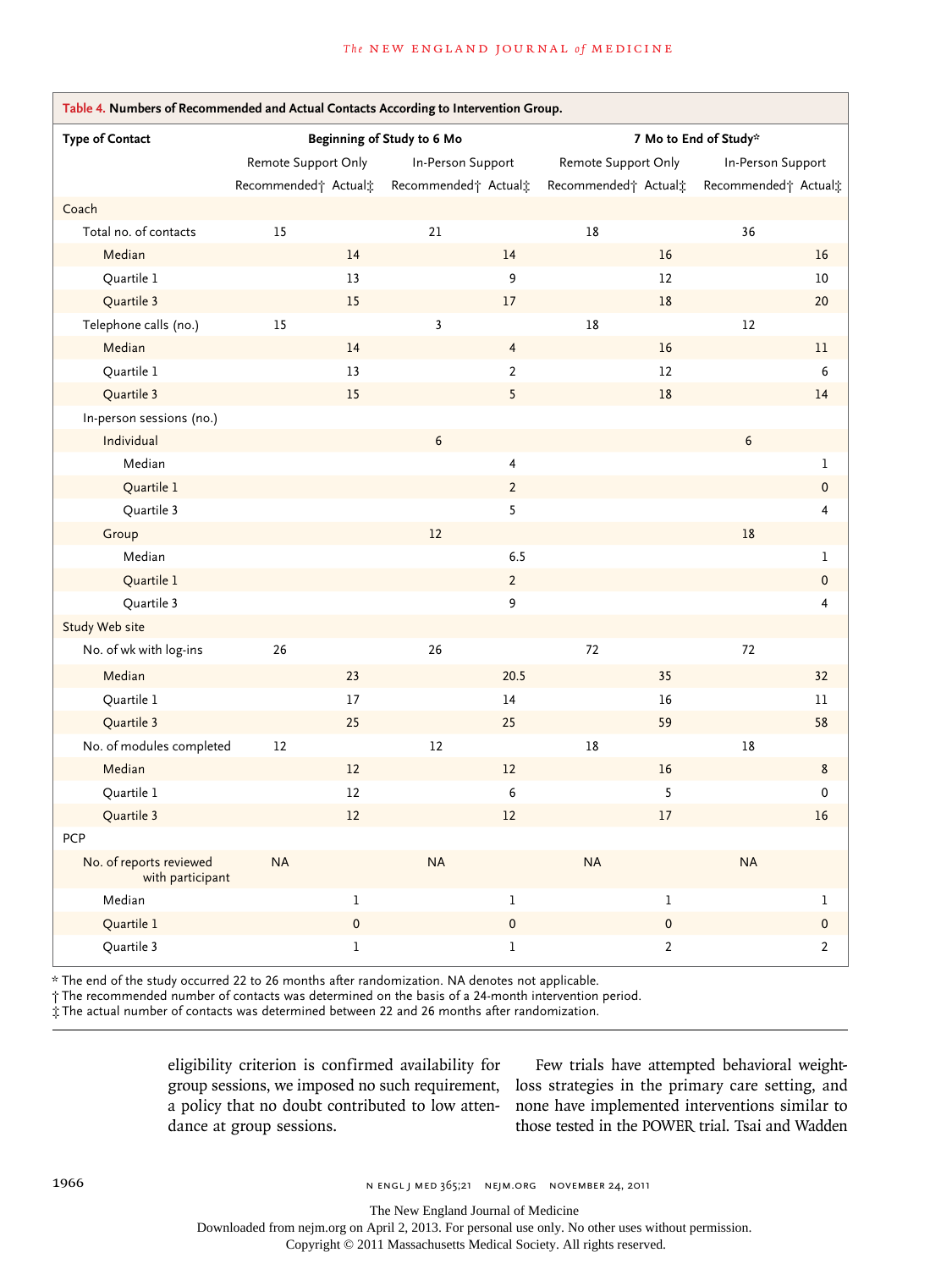**Table 4. Numbers of Recommended and Actual Contacts According to Intervention Group.**

| Type of Contact | Beginning of Study to 6 Mo | | | | 7 Mo to End of Study* | | | |
|---|---|---|---|---|---|---|---|---|
| | Remote Support Only | | In-Person Support | | Remote Support Only | | In-Person Support | |
| | Recommended† | Actual‡ | Recommended† | Actual‡ | Recommended† | Actual‡ | Recommended† | Actual‡ |
| **Coach** | | | | | | | | |
| Total no. of contacts | 15 | | 21 | | 18 | | 36 | |
| Median | | 14 | | 14 | | 16 | | 16 |
| Quartile 1 | | 13 | | 9 | | 12 | | 10 |
| Quartile 3 | | 15 | | 17 | | 18 | | 20 |
| Telephone calls (no.) | 15 | | 3 | | 18 | | 12 | |
| Median | | 14 | | 4 | | 16 | | 11 |
| Quartile 1 | | 13 | | 2 | | 12 | | 6 |
| Quartile 3 | | 15 | | 5 | | 18 | | 14 |
| In-person sessions (no.) | | | | | | | | |
| Individual | | | 6 | | | | 6 | |
| Median | | | | 4 | | | | 1 |
| Quartile 1 | | | | 2 | | | | 0 |
| Quartile 3 | | | | 5 | | | | 4 |
| Group | | | 12 | | | | 18 | |
| Median | | | | 6.5 | | | | 1 |
| Quartile 1 | | | | 2 | | | | 0 |
| Quartile 3 | | | | 9 | | | | 4 |
| **Study Web site** | | | | | | | | |
| No. of wk with log-ins | 26 | | 26 | | 72 | | 72 | |
| Median | | 23 | | 20.5 | | 35 | | 32 |
| Quartile 1 | | 17 | | 14 | | 16 | | 11 |
| Quartile 3 | | 25 | | 25 | | 59 | | 58 |
| No. of modules completed | 12 | | 12 | | 18 | | 18 | |
| Median | | 12 | | 12 | | 16 | | 8 |
| Quartile 1 | | 12 | | 6 | | 5 | | 0 |
| Quartile 3 | | 12 | | 12 | | 17 | | 16 |
| **PCP** | | | | | | | | |
| No. of reports reviewed with participant | NA | | NA | | NA | | NA | |
| Median | | 1 | | 1 | | 1 | | 1 |
| Quartile 1 | | 0 | | 0 | | 0 | | 0 |
| Quartile 3 | | 1 | | 1 | | 2 | | 2 |

\* The end of the study occurred 22 to 26 months after randomization. NA denotes not applicable.
† The recommended number of contacts was determined on the basis of a 24-month intervention period.
‡ The actual number of contacts was determined between 22 and 26 months after randomization.

eligibility criterion is confirmed availability for group sessions, we imposed no such requirement, a policy that no doubt contributed to low attendance at group sessions.

Few trials have attempted behavioral weight-loss strategies in the primary care setting, and none have implemented interventions similar to those tested in the POWER trial. Tsai and Wadden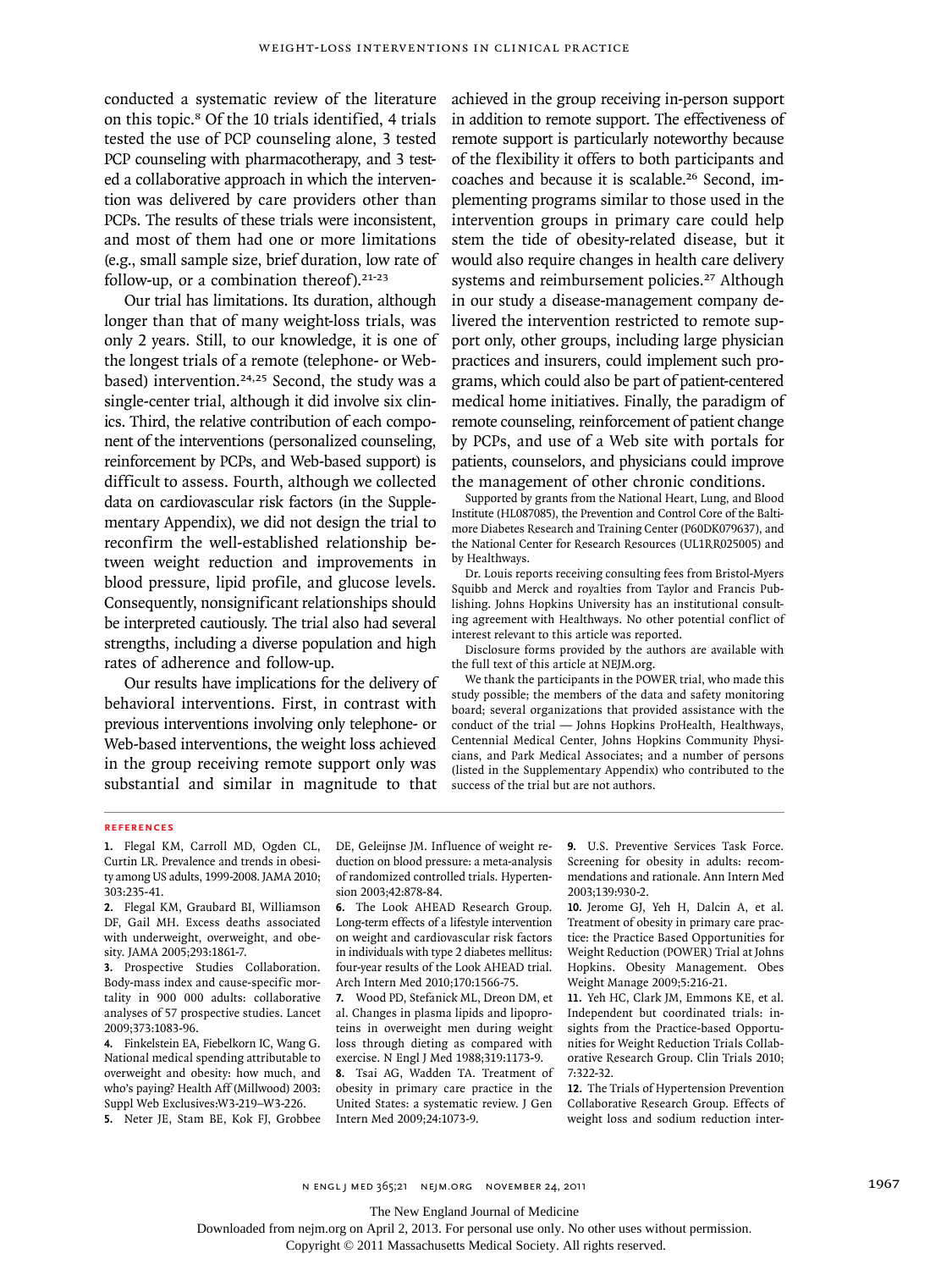conducted a systematic review of the literature on this topic.[8] Of the 10 trials identified, 4 trials tested the use of PCP counseling alone, 3 tested PCP counseling with pharmacotherapy, and 3 tested a collaborative approach in which the intervention was delivered by care providers other than PCPs. The results of these trials were inconsistent, and most of them had one or more limitations (e.g., small sample size, brief duration, low rate of follow-up, or a combination thereof).[21-23]

Our trial has limitations. Its duration, although longer than that of many weight-loss trials, was only 2 years. Still, to our knowledge, it is one of the longest trials of a remote (telephone- or Web-based) intervention.[24,25] Second, the study was a single-center trial, although it did involve six clinics. Third, the relative contribution of each component of the interventions (personalized counseling, reinforcement by PCPs, and Web-based support) is difficult to assess. Fourth, although we collected data on cardiovascular risk factors (in the Supplementary Appendix), we did not design the trial to reconfirm the well-established relationship between weight reduction and improvements in blood pressure, lipid profile, and glucose levels. Consequently, nonsignificant relationships should be interpreted cautiously. The trial also had several strengths, including a diverse population and high rates of adherence and follow-up.

Our results have implications for the delivery of behavioral interventions. First, in contrast with previous interventions involving only telephone- or Web-based interventions, the weight loss achieved in the group receiving remote support only was substantial and similar in magnitude to that achieved in the group receiving in-person support in addition to remote support. The effectiveness of remote support is particularly noteworthy because of the flexibility it offers to both participants and coaches and because it is scalable.[26] Second, implementing programs similar to those used in the intervention groups in primary care could help stem the tide of obesity-related disease, but it would also require changes in health care delivery systems and reimbursement policies.[27] Although in our study a disease-management company delivered the intervention restricted to remote support only, other groups, including large physician practices and insurers, could implement such programs, which could also be part of patient-centered medical home initiatives. Finally, the paradigm of remote counseling, reinforcement of patient change by PCPs, and use of a Web site with portals for patients, counselors, and physicians could improve the management of other chronic conditions.

Supported by grants from the National Heart, Lung, and Blood Institute (HL087085), the Prevention and Control Core of the Baltimore Diabetes Research and Training Center (P60DK079637), and the National Center for Research Resources (UL1RR025005) and by Healthways.

Dr. Louis reports receiving consulting fees from Bristol-Myers Squibb and Merck and royalties from Taylor and Francis Publishing. Johns Hopkins University has an institutional consulting agreement with Healthways. No other potential conflict of interest relevant to this article was reported.

Disclosure forms provided by the authors are available with the full text of this article at NEJM.org.

We thank the participants in the POWER trial, who made this study possible; the members of the data and safety monitoring board; several organizations that provided assistance with the conduct of the trial — Johns Hopkins ProHealth, Healthways, Centennial Medical Center, Johns Hopkins Community Physicians, and Park Medical Associates; and a number of persons (listed in the Supplementary Appendix) who contributed to the success of the trial but are not authors.

## References

1. Flegal KM, Carroll MD, Ogden CL, Curtin LR. Prevalence and trends in obesity among US adults, 1999-2008. JAMA 2010;303:235-41.
2. Flegal KM, Graubard BI, Williamson DF, Gail MH. Excess deaths associated with underweight, overweight, and obesity. JAMA 2005;293:1861-7.
3. Prospective Studies Collaboration. Body-mass index and cause-specific mortality in 900 000 adults: collaborative analyses of 57 prospective studies. Lancet 2009;373:1083-96.
4. Finkelstein EA, Fiebelkorn IC, Wang G. National medical spending attributable to overweight and obesity: how much, and who's paying? Health Aff (Millwood) 2003: Suppl Web Exclusives:W3-219–W3-226.
5. Neter JE, Stam BE, Kok FJ, Grobbee DE, Geleijnse JM. Influence of weight reduction on blood pressure: a meta-analysis of randomized controlled trials. Hypertension 2003;42:878-84.
6. The Look AHEAD Research Group. Long-term effects of a lifestyle intervention on weight and cardiovascular risk factors in individuals with type 2 diabetes mellitus: four-year results of the Look AHEAD trial. Arch Intern Med 2010;170:1566-75.
7. Wood PD, Stefanick ML, Dreon DM, et al. Changes in plasma lipids and lipoproteins in overweight men during weight loss through dieting as compared with exercise. N Engl J Med 1988;319:1173-9.
8. Tsai AG, Wadden TA. Treatment of obesity in primary care practice in the United States: a systematic review. J Gen Intern Med 2009;24:1073-9.
9. U.S. Preventive Services Task Force. Screening for obesity in adults: recommendations and rationale. Ann Intern Med 2003;139:930-2.
10. Jerome GJ, Yeh H, Dalcin A, et al. Treatment of obesity in primary care practice: the Practice Based Opportunities for Weight Reduction (POWER) Trial at Johns Hopkins. Obesity Management. Obes Weight Manage 2009;5:216-21.
11. Yeh HC, Clark JM, Emmons KE, et al. Independent but coordinated trials: insights from the Practice-based Opportunities for Weight Reduction Trials Collaborative Research Group. Clin Trials 2010;7:322-32.
12. The Trials of Hypertension Prevention Collaborative Research Group. Effects of weight loss and sodium reduction inter-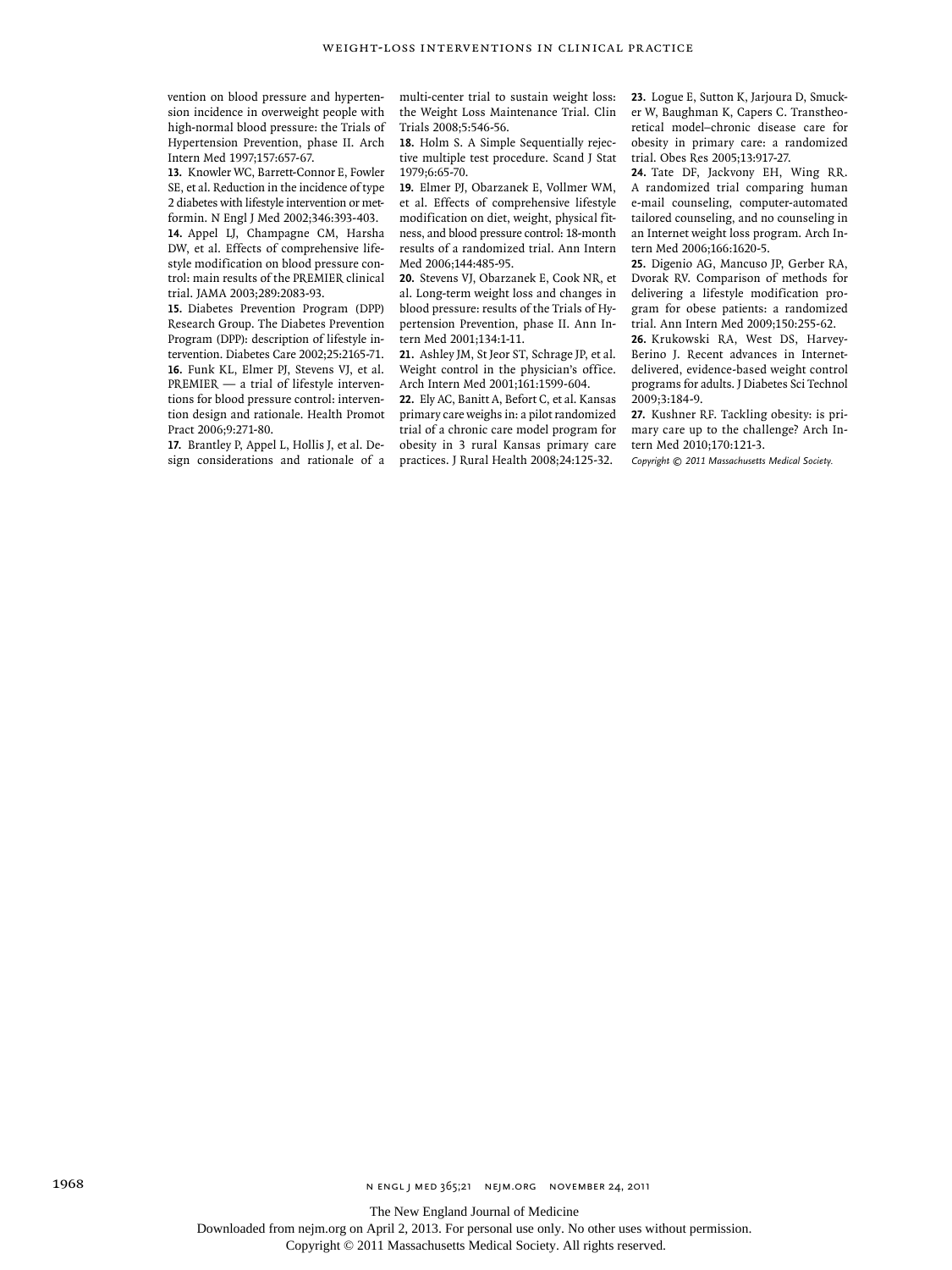vention on blood pressure and hypertension incidence in overweight people with high-normal blood pressure: the Trials of Hypertension Prevention, phase II. Arch Intern Med 1997;157:657-67.

**13.** Knowler WC, Barrett-Connor E, Fowler SE, et al. Reduction in the incidence of type 2 diabetes with lifestyle intervention or metformin. N Engl J Med 2002;346:393-403.

**14.** Appel LJ, Champagne CM, Harsha DW, et al. Effects of comprehensive lifestyle modification on blood pressure control: main results of the PREMIER clinical trial. JAMA 2003;289:2083-93.

**15.** Diabetes Prevention Program (DPP) Research Group. The Diabetes Prevention Program (DPP): description of lifestyle intervention. Diabetes Care 2002;25:2165-71.

**16.** Funk KL, Elmer PJ, Stevens VJ, et al. PREMIER — a trial of lifestyle interventions for blood pressure control: intervention design and rationale. Health Promot Pract 2006;9:271-80.

**17.** Brantley P, Appel L, Hollis J, et al. Design considerations and rationale of a multi-center trial to sustain weight loss: the Weight Loss Maintenance Trial. Clin Trials 2008;5:546-56.

**18.** Holm S. A Simple Sequentially rejective multiple test procedure. Scand J Stat 1979;6:65-70.

**19.** Elmer PJ, Obarzanek E, Vollmer WM, et al. Effects of comprehensive lifestyle modification on diet, weight, physical fitness, and blood pressure control: 18-month results of a randomized trial. Ann Intern Med 2006;144:485-95.

**20.** Stevens VJ, Obarzanek E, Cook NR, et al. Long-term weight loss and changes in blood pressure: results of the Trials of Hypertension Prevention, phase II. Ann Intern Med 2001;134:1-11.

**21.** Ashley JM, St Jeor ST, Schrage JP, et al. Weight control in the physician's office. Arch Intern Med 2001;161:1599-604.

**22.** Ely AC, Banitt A, Befort C, et al. Kansas primary care weighs in: a pilot randomized trial of a chronic care model program for obesity in 3 rural Kansas primary care practices. J Rural Health 2008;24:125-32.

**23.** Logue E, Sutton K, Jarjoura D, Smucker W, Baughman K, Capers C. Transtheoretical model–chronic disease care for obesity in primary care: a randomized trial. Obes Res 2005;13:917-27.

**24.** Tate DF, Jackvony EH, Wing RR. A randomized trial comparing human e-mail counseling, computer-automated tailored counseling, and no counseling in an Internet weight loss program. Arch Intern Med 2006;166:1620-5.

**25.** Digenio AG, Mancuso JP, Gerber RA, Dvorak RV. Comparison of methods for delivering a lifestyle modification program for obese patients: a randomized trial. Ann Intern Med 2009;150:255-62.

**26.** Krukowski RA, West DS, Harvey-Berino J. Recent advances in Internet-delivered, evidence-based weight control programs for adults. J Diabetes Sci Technol 2009;3:184-9.

**27.** Kushner RF. Tackling obesity: is primary care up to the challenge? Arch Intern Med 2010;170:121-3.

*Copyright © 2011 Massachusetts Medical Society.*